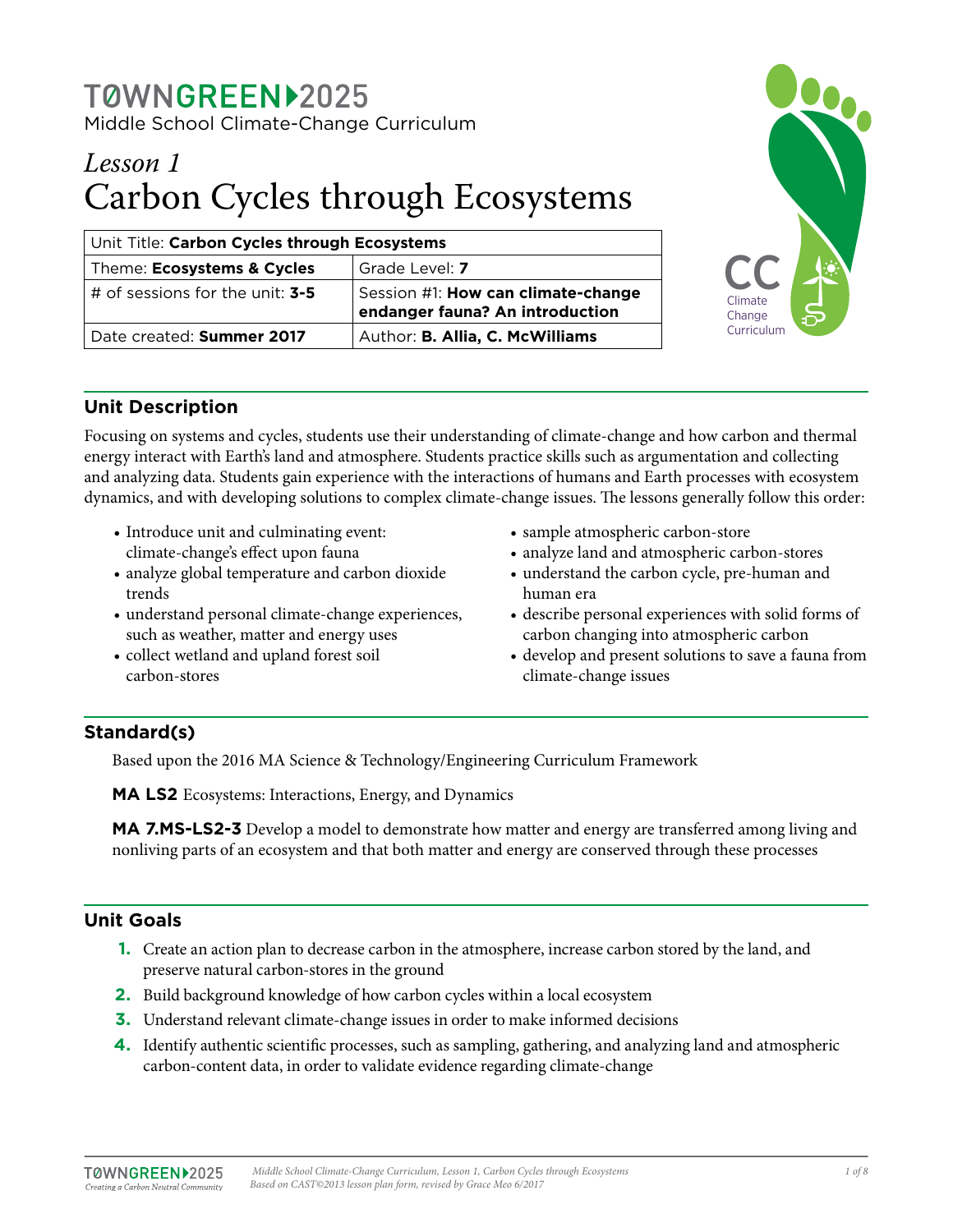# TØWNGREEN 2025

Middle School Climate-Change Curriculum

## *Lesson 1*
# Carbon Cycles through Ecosystems

| Unit Title: **Carbon Cycles through Ecosystems** | |
| --- | --- |
| Theme: **Ecosystems & Cycles** | Grade Level: **7** |
| # of sessions for the unit: **3-5** | Session #1: **How can climate-change endanger fauna? An introduction** |
| Date created: **Summer 2017** | Author: **B. Allia, C. McWilliams** |

CC Climate Change Curriculum

## Unit Description

Focusing on systems and cycles, students use their understanding of climate-change and how carbon and thermal energy interact with Earth's land and atmosphere. Students practice skills such as argumentation and collecting and analyzing data. Students gain experience with the interactions of humans and Earth processes with ecosystem dynamics, and with developing solutions to complex climate-change issues. The lessons generally follow this order:

- Introduce unit and culminating event: climate-change's effect upon fauna
- analyze global temperature and carbon dioxide trends
- understand personal climate-change experiences, such as weather, matter and energy uses
- collect wetland and upland forest soil carbon-stores
- sample atmospheric carbon-store
- analyze land and atmospheric carbon-stores
- understand the carbon cycle, pre-human and human era
- describe personal experiences with solid forms of carbon changing into atmospheric carbon
- develop and present solutions to save a fauna from climate-change issues

## Standard(s)

Based upon the 2016 MA Science & Technology/Engineering Curriculum Framework

**MA LS2** Ecosystems: Interactions, Energy, and Dynamics

**MA 7.MS-LS2-3** Develop a model to demonstrate how matter and energy are transferred among living and nonliving parts of an ecosystem and that both matter and energy are conserved through these processes

## Unit Goals

1. Create an action plan to decrease carbon in the atmosphere, increase carbon stored by the land, and preserve natural carbon-stores in the ground
2. Build background knowledge of how carbon cycles within a local ecosystem
3. Understand relevant climate-change issues in order to make informed decisions
4. Identify authentic scientific processes, such as sampling, gathering, and analyzing land and atmospheric carbon-content data, in order to validate evidence regarding climate-change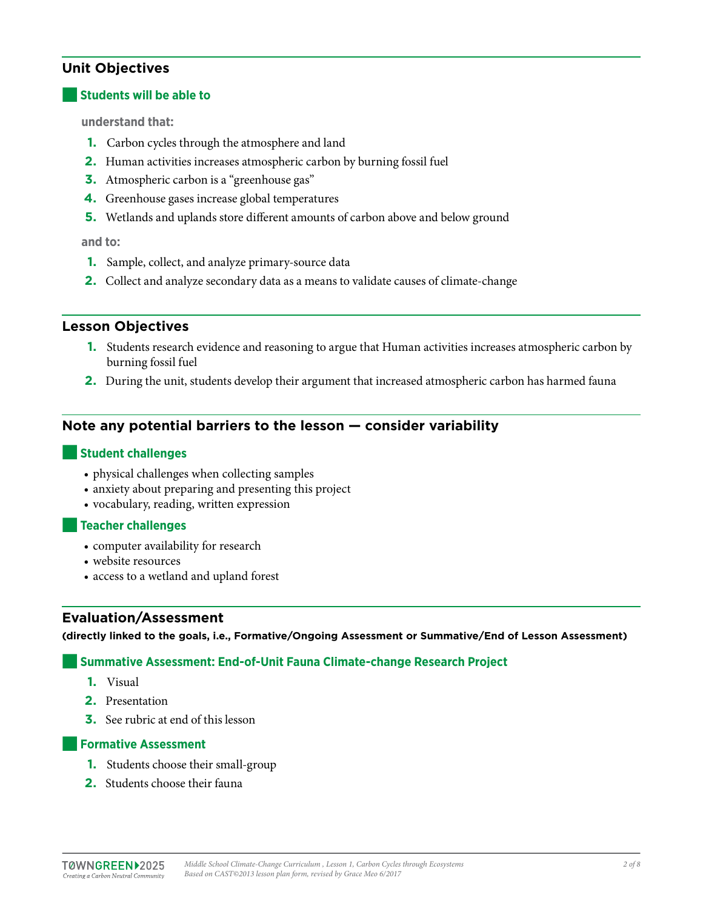## Unit Objectives

### Students will be able to

**understand that:**

1. Carbon cycles through the atmosphere and land
2. Human activities increases atmospheric carbon by burning fossil fuel
3. Atmospheric carbon is a "greenhouse gas"
4. Greenhouse gases increase global temperatures
5. Wetlands and uplands store different amounts of carbon above and below ground

**and to:**

1. Sample, collect, and analyze primary-source data
2. Collect and analyze secondary data as a means to validate causes of climate-change

## Lesson Objectives

1. Students research evidence and reasoning to argue that Human activities increases atmospheric carbon by burning fossil fuel
2. During the unit, students develop their argument that increased atmospheric carbon has harmed fauna

## Note any potential barriers to the lesson — consider variability

### Student challenges

- physical challenges when collecting samples
- anxiety about preparing and presenting this project
- vocabulary, reading, written expression

### Teacher challenges

- computer availability for research
- website resources
- access to a wetland and upland forest

## Evaluation/Assessment

**(directly linked to the goals, i.e., Formative/Ongoing Assessment or Summative/End of Lesson Assessment)**

### Summative Assessment: End-of-Unit Fauna Climate-change Research Project

1. Visual
2. Presentation
3. See rubric at end of this lesson

### Formative Assessment

1. Students choose their small-group
2. Students choose their fauna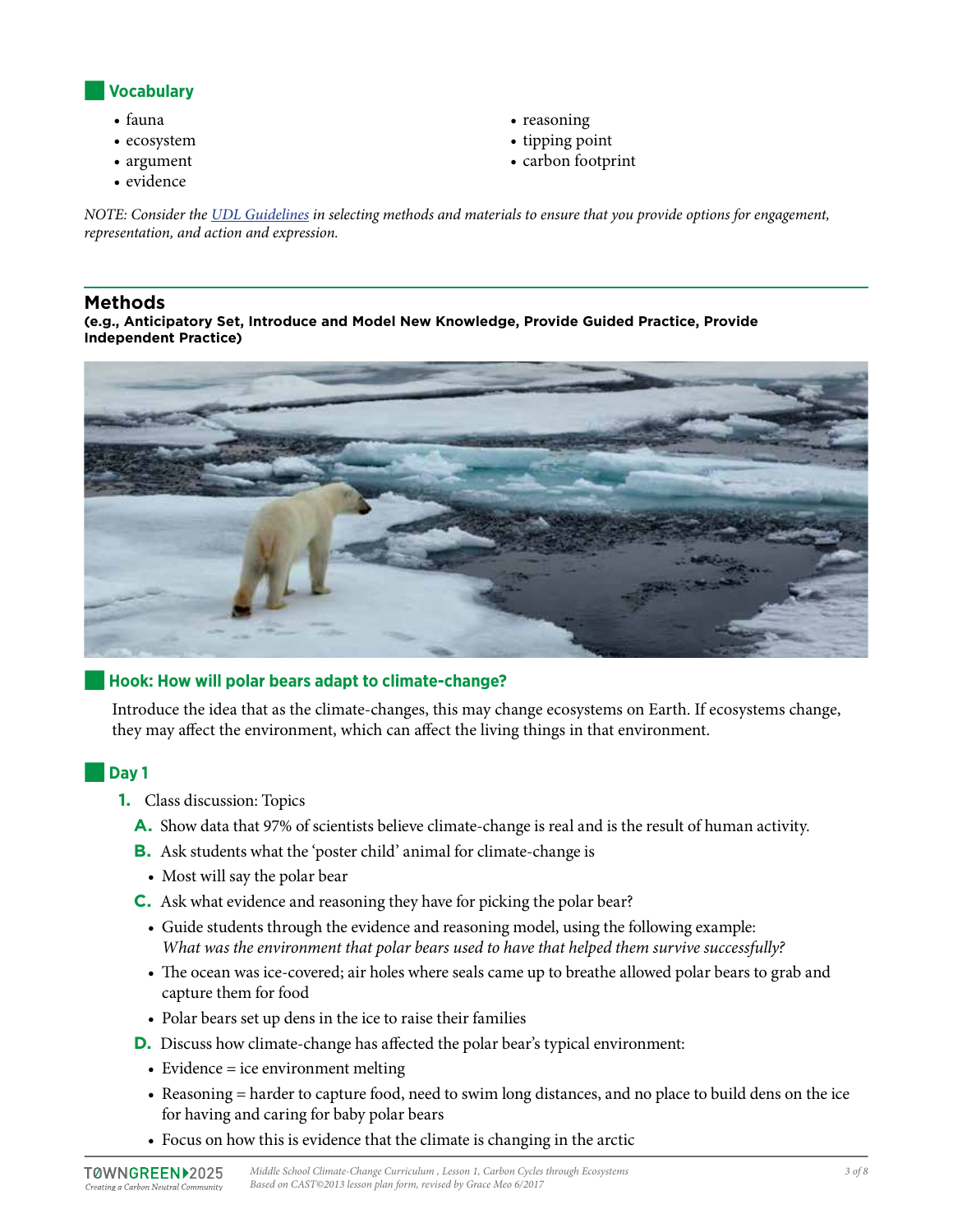## Vocabulary

- fauna
- ecosystem
- argument
- evidence
- reasoning
- tipping point
- carbon footprint

*NOTE: Consider the UDL Guidelines in selecting methods and materials to ensure that you provide options for engagement, representation, and action and expression.*

## Methods

**(e.g., Anticipatory Set, Introduce and Model New Knowledge, Provide Guided Practice, Provide Independent Practice)**

### Hook: How will polar bears adapt to climate-change?

Introduce the idea that as the climate-changes, this may change ecosystems on Earth. If ecosystems change, they may affect the environment, which can affect the living things in that environment.

### Day 1

1. Class discussion: Topics
   - **A.** Show data that 97% of scientists believe climate-change is real and is the result of human activity.
   - **B.** Ask students what the 'poster child' animal for climate-change is
     - Most will say the polar bear
   - **C.** Ask what evidence and reasoning they have for picking the polar bear?
     - Guide students through the evidence and reasoning model, using the following example: *What was the environment that polar bears used to have that helped them survive successfully?*
     - The ocean was ice-covered; air holes where seals came up to breathe allowed polar bears to grab and capture them for food
     - Polar bears set up dens in the ice to raise their families
   - **D.** Discuss how climate-change has affected the polar bear's typical environment:
     - Evidence = ice environment melting
     - Reasoning = harder to capture food, need to swim long distances, and no place to build dens on the ice for having and caring for baby polar bears
     - Focus on how this is evidence that the climate is changing in the arctic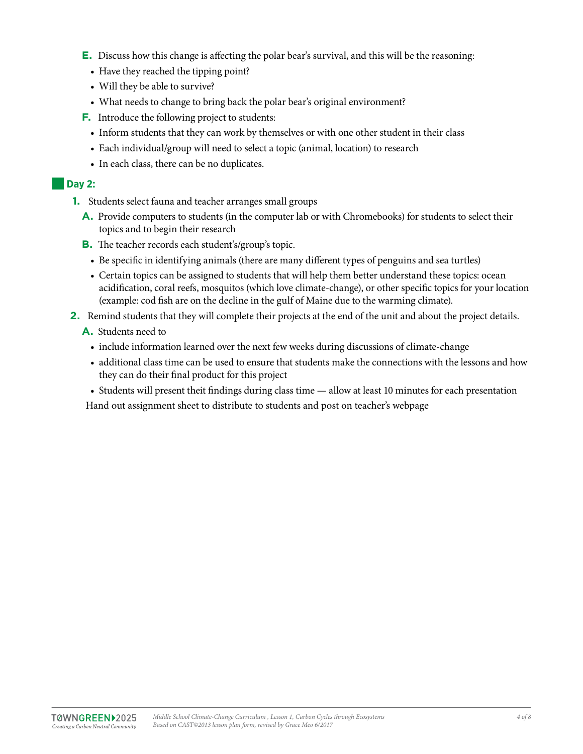**E.** Discuss how this change is affecting the polar bear's survival, and this will be the reasoning:

- Have they reached the tipping point?
- Will they be able to survive?
- What needs to change to bring back the polar bear's original environment?

**F.** Introduce the following project to students:

- Inform students that they can work by themselves or with one other student in their class
- Each individual/group will need to select a topic (animal, location) to research
- In each class, there can be no duplicates.

## Day 2:

**1.** Students select fauna and teacher arranges small groups

**A.** Provide computers to students (in the computer lab or with Chromebooks) for students to select their topics and to begin their research

**B.** The teacher records each student's/group's topic.

- Be specific in identifying animals (there are many different types of penguins and sea turtles)
- Certain topics can be assigned to students that will help them better understand these topics: ocean acidification, coral reefs, mosquitos (which love climate-change), or other specific topics for your location (example: cod fish are on the decline in the gulf of Maine due to the warming climate).

**2.** Remind students that they will complete their projects at the end of the unit and about the project details.

**A.** Students need to

- include information learned over the next few weeks during discussions of climate-change
- additional class time can be used to ensure that students make the connections with the lessons and how they can do their final product for this project
- Students will present theit findings during class time — allow at least 10 minutes for each presentation

Hand out assignment sheet to distribute to students and post on teacher's webpage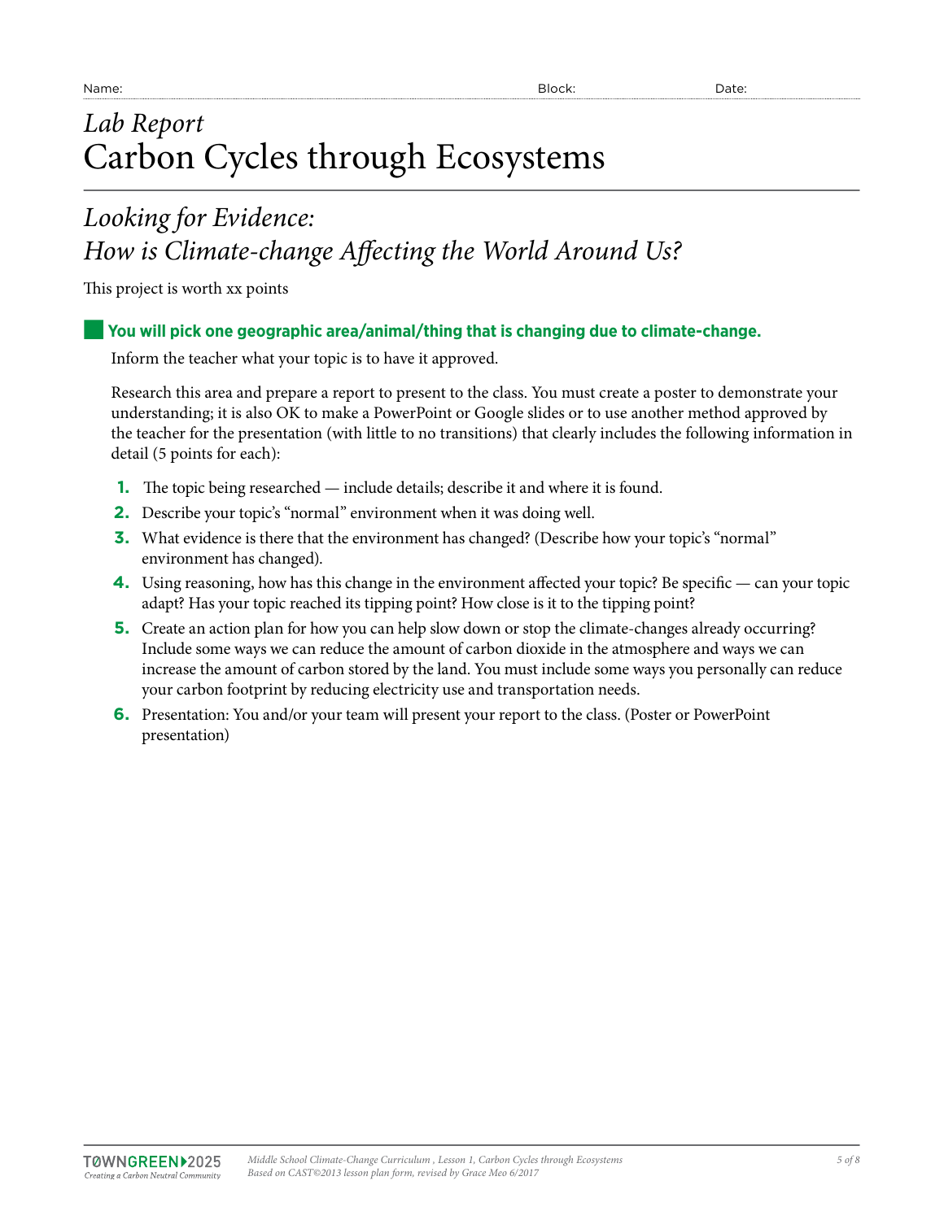Name: Block: Date:

# *Lab Report*
# Carbon Cycles through Ecosystems

## *Looking for Evidence: How is Climate-change Affecting the World Around Us?*

This project is worth xx points

### You will pick one geographic area/animal/thing that is changing due to climate-change.

Inform the teacher what your topic is to have it approved.

Research this area and prepare a report to present to the class. You must create a poster to demonstrate your understanding; it is also OK to make a PowerPoint or Google slides or to use another method approved by the teacher for the presentation (with little to no transitions) that clearly includes the following information in detail (5 points for each):

1. The topic being researched — include details; describe it and where it is found.
2. Describe your topic's "normal" environment when it was doing well.
3. What evidence is there that the environment has changed? (Describe how your topic's "normal" environment has changed).
4. Using reasoning, how has this change in the environment affected your topic? Be specific — can your topic adapt? Has your topic reached its tipping point? How close is it to the tipping point?
5. Create an action plan for how you can help slow down or stop the climate-changes already occurring? Include some ways we can reduce the amount of carbon dioxide in the atmosphere and ways we can increase the amount of carbon stored by the land. You must include some ways you personally can reduce your carbon footprint by reducing electricity use and transportation needs.
6. Presentation: You and/or your team will present your report to the class. (Poster or PowerPoint presentation)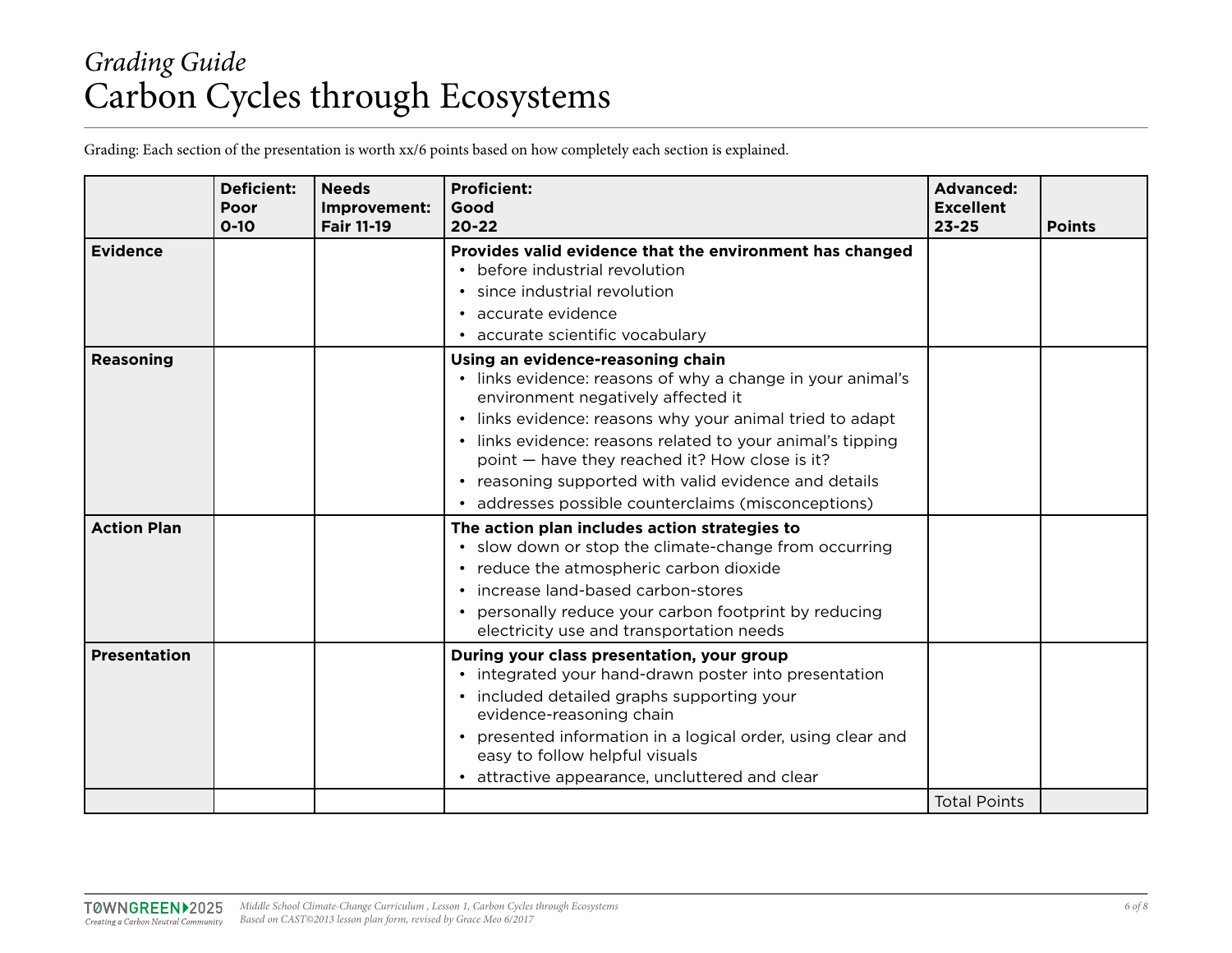*Grading Guide*

# Carbon Cycles through Ecosystems

Grading: Each section of the presentation is worth xx/6 points based on how completely each section is explained.

| | **Deficient: Poor 0-10** | **Needs Improvement: Fair 11-19** | **Proficient: Good 20-22** | **Advanced: Excellent 23-25** | **Points** |
|---|---|---|---|---|---|
| **Evidence** | | | **Provides valid evidence that the environment has changed**<br>• before industrial revolution<br>• since industrial revolution<br>• accurate evidence<br>• accurate scientific vocabulary | | |
| **Reasoning** | | | **Using an evidence-reasoning chain**<br>• links evidence: reasons of why a change in your animal's environment negatively affected it<br>• links evidence: reasons why your animal tried to adapt<br>• links evidence: reasons related to your animal's tipping point — have they reached it? How close is it?<br>• reasoning supported with valid evidence and details<br>• addresses possible counterclaims (misconceptions) | | |
| **Action Plan** | | | **The action plan includes action strategies to**<br>• slow down or stop the climate-change from occurring<br>• reduce the atmospheric carbon dioxide<br>• increase land-based carbon-stores<br>• personally reduce your carbon footprint by reducing electricity use and transportation needs | | |
| **Presentation** | | | **During your class presentation, your group**<br>• integrated your hand-drawn poster into presentation<br>• included detailed graphs supporting your evidence-reasoning chain<br>• presented information in a logical order, using clear and easy to follow helpful visuals<br>• attractive appearance, uncluttered and clear | | |
| | | | | Total Points | |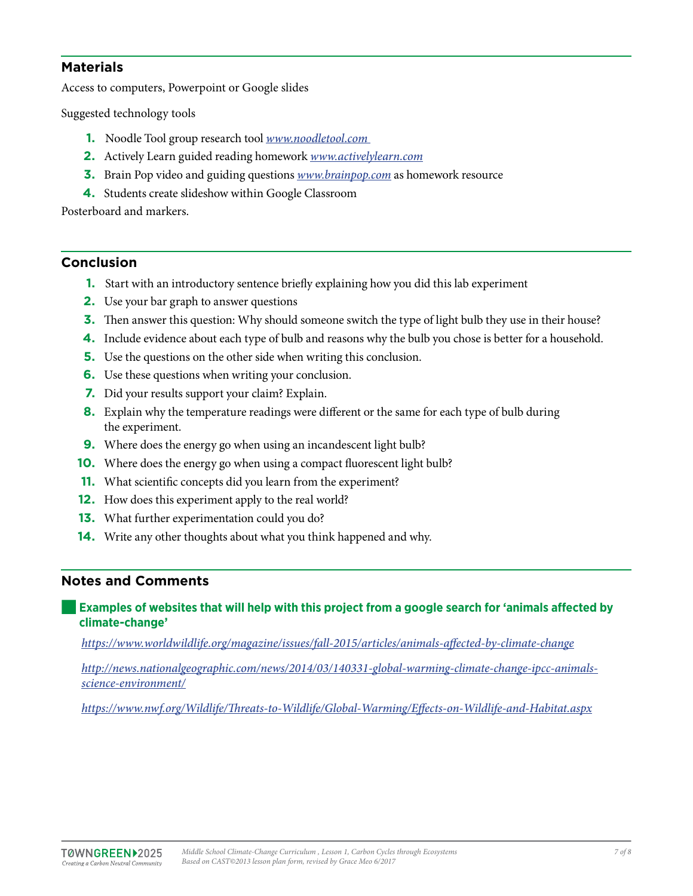## Materials

Access to computers, Powerpoint or Google slides

Suggested technology tools

1. Noodle Tool group research tool *www.noodletool.com*
2. Actively Learn guided reading homework *www.activelylearn.com*
3. Brain Pop video and guiding questions *www.brainpop.com* as homework resource
4. Students create slideshow within Google Classroom

Posterboard and markers.

## Conclusion

1. Start with an introductory sentence briefly explaining how you did this lab experiment
2. Use your bar graph to answer questions
3. Then answer this question: Why should someone switch the type of light bulb they use in their house?
4. Include evidence about each type of bulb and reasons why the bulb you chose is better for a household.
5. Use the questions on the other side when writing this conclusion.
6. Use these questions when writing your conclusion.
7. Did your results support your claim? Explain.
8. Explain why the temperature readings were different or the same for each type of bulb during the experiment.
9. Where does the energy go when using an incandescent light bulb?
10. Where does the energy go when using a compact fluorescent light bulb?
11. What scientific concepts did you learn from the experiment?
12. How does this experiment apply to the real world?
13. What further experimentation could you do?
14. Write any other thoughts about what you think happened and why.

## Notes and Comments

**Examples of websites that will help with this project from a google search for 'animals affected by climate-change'**

*https://www.worldwildlife.org/magazine/issues/fall-2015/articles/animals-affected-by-climate-change*

*http://news.nationalgeographic.com/news/2014/03/140331-global-warming-climate-change-ipcc-animals-science-environment/*

*https://www.nwf.org/Wildlife/Threats-to-Wildlife/Global-Warming/Effects-on-Wildlife-and-Habitat.aspx*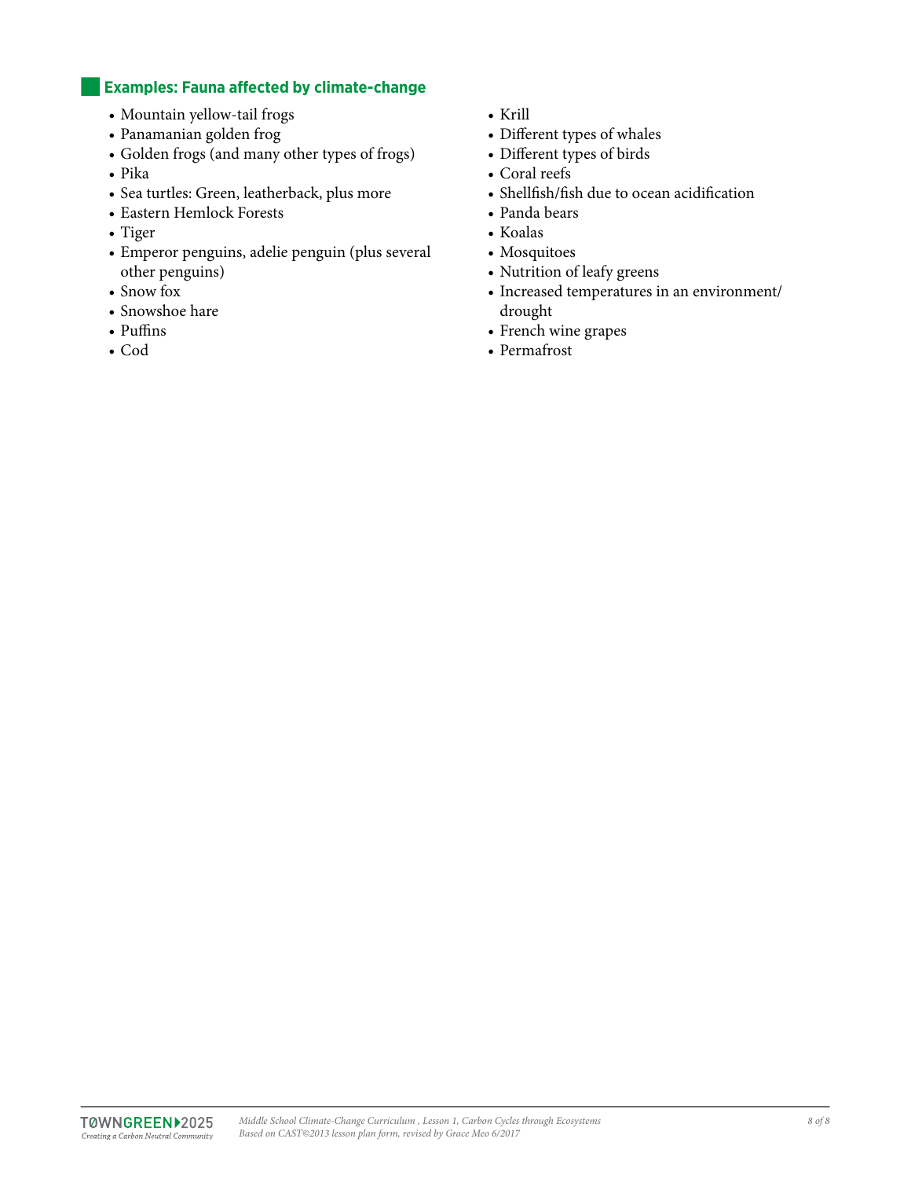## Examples: Fauna affected by climate-change

- Mountain yellow-tail frogs
- Panamanian golden frog
- Golden frogs (and many other types of frogs)
- Pika
- Sea turtles: Green, leatherback, plus more
- Eastern Hemlock Forests
- Tiger
- Emperor penguins, adelie penguin (plus several other penguins)
- Snow fox
- Snowshoe hare
- Puffins
- Cod
- Krill
- Different types of whales
- Different types of birds
- Coral reefs
- Shellfish/fish due to ocean acidification
- Panda bears
- Koalas
- Mosquitoes
- Nutrition of leafy greens
- Increased temperatures in an environment/drought
- French wine grapes
- Permafrost